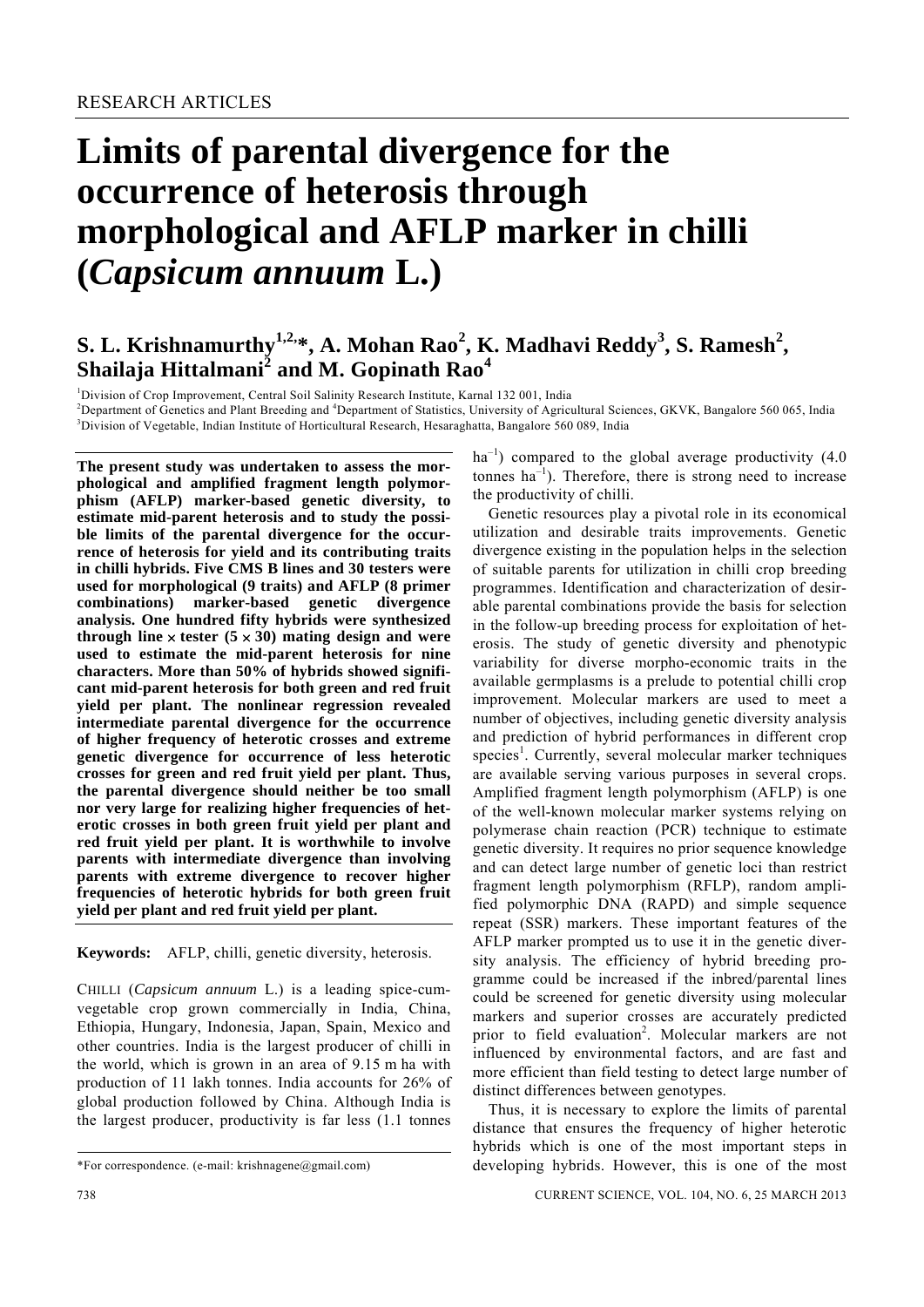RESEARCH ARTICLES

# Limits of parental divergence for the occurrence of heterosis through morphological and AFLP marker in chilli (*Capsicum annuum* L.)

**S. L. Krishnamurthy[1,2,*], A. Mohan Rao[2], K. Madhavi Reddy[3], S. Ramesh[2], Shailaja Hittalmani[2] and M. Gopinath Rao[4]**

[1]Division of Crop Improvement, Central Soil Salinity Research Institute, Karnal 132 001, India
[2]Department of Genetics and Plant Breeding and [4]Department of Statistics, University of Agricultural Sciences, GKVK, Bangalore 560 065, India
[3]Division of Vegetable, Indian Institute of Horticultural Research, Hesaraghatta, Bangalore 560 089, India

**The present study was undertaken to assess the morphological and amplified fragment length polymorphism (AFLP) marker-based genetic diversity, to estimate mid-parent heterosis and to study the possible limits of the parental divergence for the occurrence of heterosis for yield and its contributing traits in chilli hybrids. Five CMS B lines and 30 testers were used for morphological (9 traits) and AFLP (8 primer combinations) marker-based genetic divergence analysis. One hundred fifty hybrids were synthesized through line × tester (5 × 30) mating design and were used to estimate the mid-parent heterosis for nine characters. More than 50% of hybrids showed significant mid-parent heterosis for both green and red fruit yield per plant. The nonlinear regression revealed intermediate parental divergence for the occurrence of higher frequency of heterotic crosses and extreme genetic divergence for occurrence of less heterotic crosses for green and red fruit yield per plant. Thus, the parental divergence should neither be too small nor very large for realizing higher frequencies of heterotic crosses in both green fruit yield per plant and red fruit yield per plant. It is worthwhile to involve parents with intermediate divergence than involving parents with extreme divergence to recover higher frequencies of heterotic hybrids for both green fruit yield per plant and red fruit yield per plant.**

**Keywords:** AFLP, chilli, genetic diversity, heterosis.

CHILLI (*Capsicum annuum* L.) is a leading spice-cum-vegetable crop grown commercially in India, China, Ethiopia, Hungary, Indonesia, Japan, Spain, Mexico and other countries. India is the largest producer of chilli in the world, which is grown in an area of 9.15 m ha with production of 11 lakh tonnes. India accounts for 26% of global production followed by China. Although India is the largest producer, productivity is far less (1.1 tonnes $ha^{-1}$) compared to the global average productivity (4.0 tonnes $ha^{-1}$). Therefore, there is strong need to increase the productivity of chilli.

Genetic resources play a pivotal role in its economical utilization and desirable traits improvements. Genetic divergence existing in the population helps in the selection of suitable parents for utilization in chilli crop breeding programmes. Identification and characterization of desirable parental combinations provide the basis for selection in the follow-up breeding process for exploitation of heterosis. The study of genetic diversity and phenotypic variability for diverse morpho-economic traits in the available germplasms is a prelude to potential chilli crop improvement. Molecular markers are used to meet a number of objectives, including genetic diversity analysis and prediction of hybrid performances in different crop species[1]. Currently, several molecular marker techniques are available serving various purposes in several crops. Amplified fragment length polymorphism (AFLP) is one of the well-known molecular marker systems relying on polymerase chain reaction (PCR) technique to estimate genetic diversity. It requires no prior sequence knowledge and can detect large number of genetic loci than restrict fragment length polymorphism (RFLP), random amplified polymorphic DNA (RAPD) and simple sequence repeat (SSR) markers. These important features of the AFLP marker prompted us to use it in the genetic diversity analysis. The efficiency of hybrid breeding programme could be increased if the inbred/parental lines could be screened for genetic diversity using molecular markers and superior crosses are accurately predicted prior to field evaluation[2]. Molecular markers are not influenced by environmental factors, and are fast and more efficient than field testing to detect large number of distinct differences between genotypes.

Thus, it is necessary to explore the limits of parental distance that ensures the frequency of higher heterotic hybrids which is one of the most important steps in developing hybrids. However, this is one of the most

*For correspondence. (e-mail: krishnagene@gmail.com)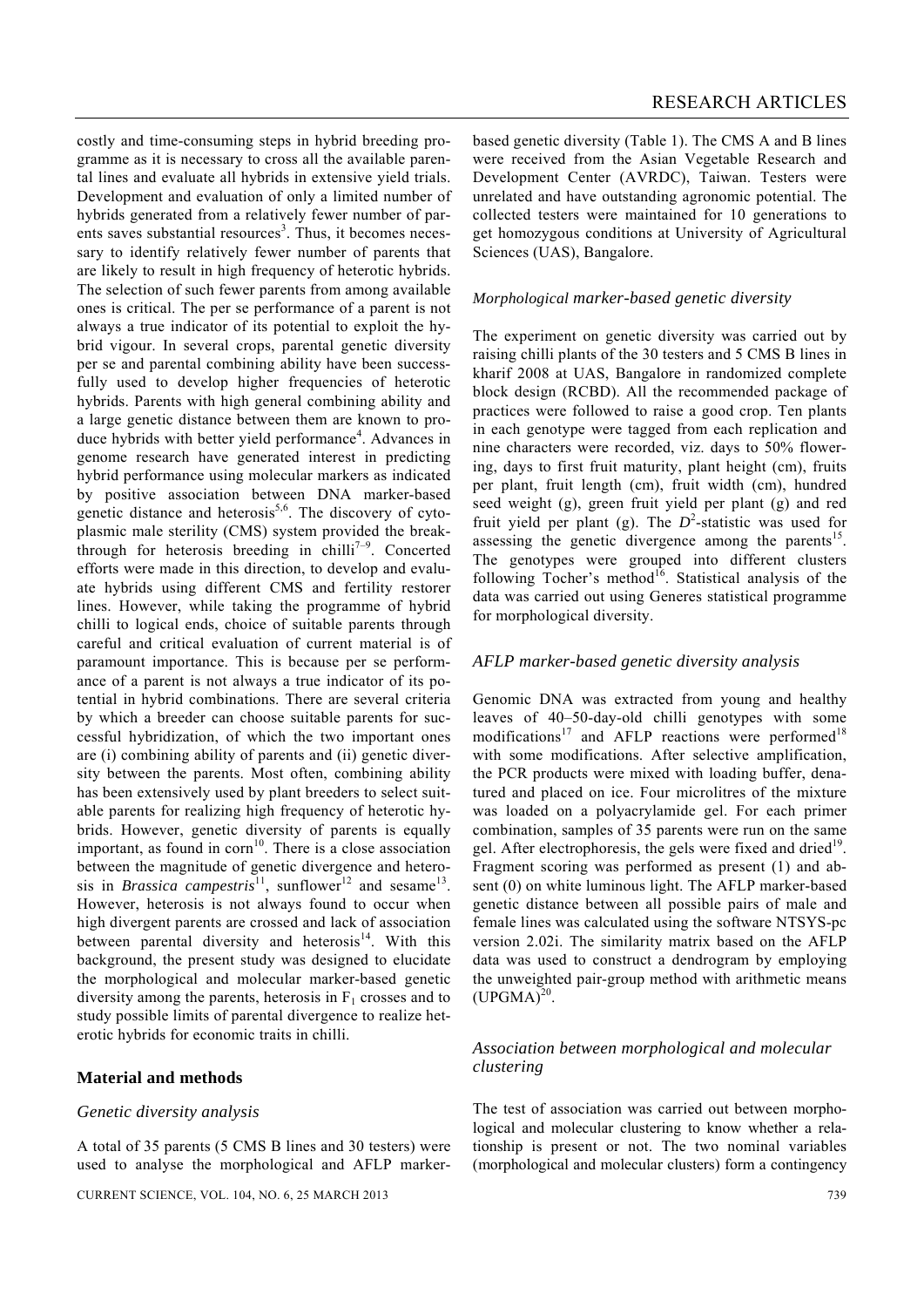costly and time-consuming steps in hybrid breeding programme as it is necessary to cross all the available parental lines and evaluate all hybrids in extensive yield trials. Development and evaluation of only a limited number of hybrids generated from a relatively fewer number of parents saves substantial resources[3]. Thus, it becomes necessary to identify relatively fewer number of parents that are likely to result in high frequency of heterotic hybrids. The selection of such fewer parents from among available ones is critical. The per se performance of a parent is not always a true indicator of its potential to exploit the hybrid vigour. In several crops, parental genetic diversity per se and parental combining ability have been successfully used to develop higher frequencies of heterotic hybrids. Parents with high general combining ability and a large genetic distance between them are known to produce hybrids with better yield performance[4]. Advances in genome research have generated interest in predicting hybrid performance using molecular markers as indicated by positive association between DNA marker-based genetic distance and heterosis[5,6]. The discovery of cytoplasmic male sterility (CMS) system provided the breakthrough for heterosis breeding in chilli[7–9]. Concerted efforts were made in this direction, to develop and evaluate hybrids using different CMS and fertility restorer lines. However, while taking the programme of hybrid chilli to logical ends, choice of suitable parents through careful and critical evaluation of current material is of paramount importance. This is because per se performance of a parent is not always a true indicator of its potential in hybrid combinations. There are several criteria by which a breeder can choose suitable parents for successful hybridization, of which the two important ones are (i) combining ability of parents and (ii) genetic diversity between the parents. Most often, combining ability has been extensively used by plant breeders to select suitable parents for realizing high frequency of heterotic hybrids. However, genetic diversity of parents is equally important, as found in corn[10]. There is a close association between the magnitude of genetic divergence and heterosis in *Brassica campestris*[11], sunflower[12] and sesame[13]. However, heterosis is not always found to occur when high divergent parents are crossed and lack of association between parental diversity and heterosis[14]. With this background, the present study was designed to elucidate the morphological and molecular marker-based genetic diversity among the parents, heterosis in $F_1$ crosses and to study possible limits of parental divergence to realize heterotic hybrids for economic traits in chilli.

## Material and methods

### *Genetic diversity analysis*

A total of 35 parents (5 CMS B lines and 30 testers) were used to analyse the morphological and AFLP marker-based genetic diversity (Table 1). The CMS A and B lines were received from the Asian Vegetable Research and Development Center (AVRDC), Taiwan. Testers were unrelated and have outstanding agronomic potential. The collected testers were maintained for 10 generations to get homozygous conditions at University of Agricultural Sciences (UAS), Bangalore.

### *Morphological marker-based genetic diversity*

The experiment on genetic diversity was carried out by raising chilli plants of the 30 testers and 5 CMS B lines in kharif 2008 at UAS, Bangalore in randomized complete block design (RCBD). All the recommended package of practices were followed to raise a good crop. Ten plants in each genotype were tagged from each replication and nine characters were recorded, viz. days to 50% flowering, days to first fruit maturity, plant height (cm), fruits per plant, fruit length (cm), fruit width (cm), hundred seed weight (g), green fruit yield per plant (g) and red fruit yield per plant (g). The $D^2$-statistic was used for assessing the genetic divergence among the parents[15]. The genotypes were grouped into different clusters following Tocher's method[16]. Statistical analysis of the data was carried out using Generes statistical programme for morphological diversity.

### *AFLP marker-based genetic diversity analysis*

Genomic DNA was extracted from young and healthy leaves of 40–50-day-old chilli genotypes with some modifications[17] and AFLP reactions were performed[18] with some modifications. After selective amplification, the PCR products were mixed with loading buffer, denatured and placed on ice. Four microlitres of the mixture was loaded on a polyacrylamide gel. For each primer combination, samples of 35 parents were run on the same gel. After electrophoresis, the gels were fixed and dried[19]. Fragment scoring was performed as present (1) and absent (0) on white luminous light. The AFLP marker-based genetic distance between all possible pairs of male and female lines was calculated using the software NTSYS-pc version 2.02i. The similarity matrix based on the AFLP data was used to construct a dendrogram by employing the unweighted pair-group method with arithmetic means (UPGMA)[20].

### *Association between morphological and molecular clustering*

The test of association was carried out between morphological and molecular clustering to know whether a relationship is present or not. The two nominal variables (morphological and molecular clusters) form a contingency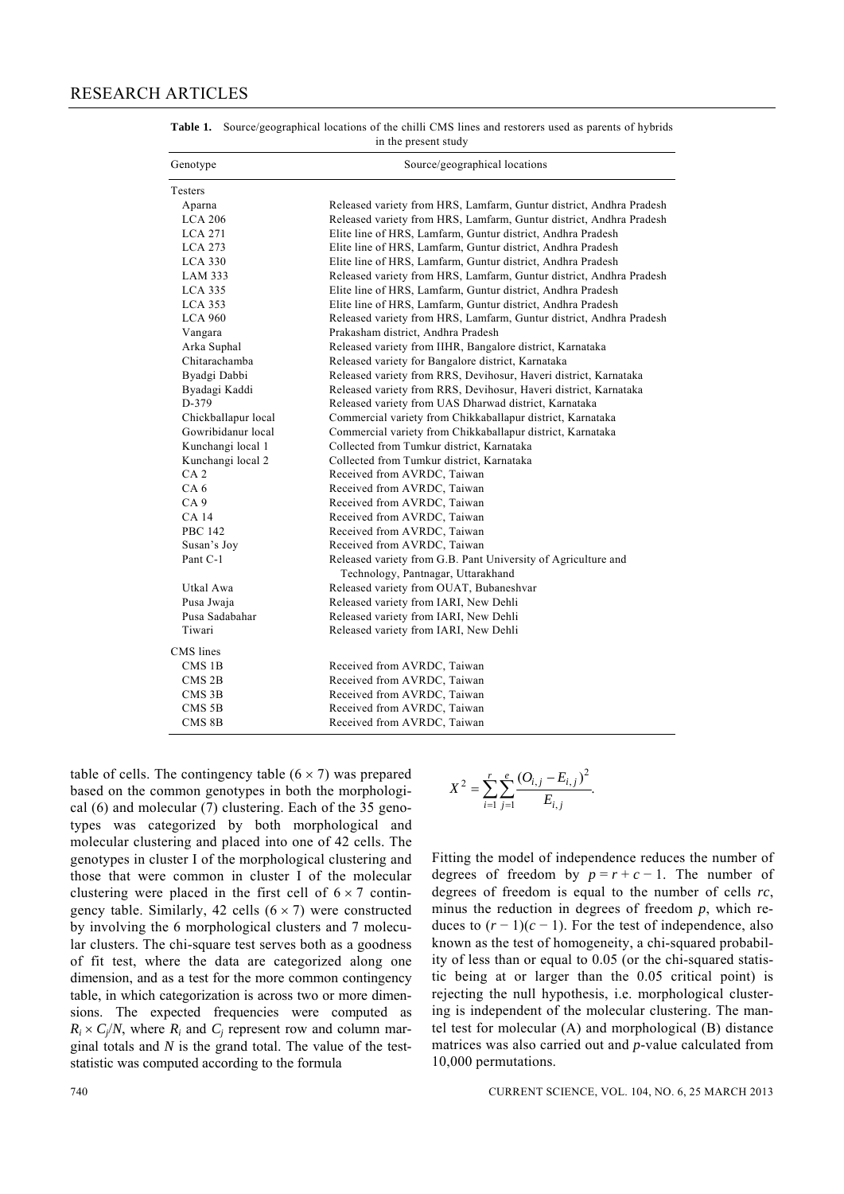**Table 1.** Source/geographical locations of the chilli CMS lines and restorers used as parents of hybrids in the present study

| Genotype | Source/geographical locations |
|---|---|
| Testers | |
| Aparna | Released variety from HRS, Lamfarm, Guntur district, Andhra Pradesh |
| LCA 206 | Released variety from HRS, Lamfarm, Guntur district, Andhra Pradesh |
| LCA 271 | Elite line of HRS, Lamfarm, Guntur district, Andhra Pradesh |
| LCA 273 | Elite line of HRS, Lamfarm, Guntur district, Andhra Pradesh |
| LCA 330 | Elite line of HRS, Lamfarm, Guntur district, Andhra Pradesh |
| LAM 333 | Released variety from HRS, Lamfarm, Guntur district, Andhra Pradesh |
| LCA 335 | Elite line of HRS, Lamfarm, Guntur district, Andhra Pradesh |
| LCA 353 | Elite line of HRS, Lamfarm, Guntur district, Andhra Pradesh |
| LCA 960 | Released variety from HRS, Lamfarm, Guntur district, Andhra Pradesh |
| Vangara | Prakasham district, Andhra Pradesh |
| Arka Suphal | Released variety from IIHR, Bangalore district, Karnataka |
| Chitarachamba | Released variety for Bangalore district, Karnataka |
| Byadgi Dabbi | Released variety from RRS, Devihosur, Haveri district, Karnataka |
| Byadagi Kaddi | Released variety from RRS, Devihosur, Haveri district, Karnataka |
| D-379 | Released variety from UAS Dharwad district, Karnataka |
| Chickballapur local | Commercial variety from Chikkaballapur district, Karnataka |
| Gowribidanur local | Commercial variety from Chikkaballapur district, Karnataka |
| Kunchangi local 1 | Collected from Tumkur district, Karnataka |
| Kunchangi local 2 | Collected from Tumkur district, Karnataka |
| CA 2 | Received from AVRDC, Taiwan |
| CA 6 | Received from AVRDC, Taiwan |
| CA 9 | Received from AVRDC, Taiwan |
| CA 14 | Received from AVRDC, Taiwan |
| PBC 142 | Received from AVRDC, Taiwan |
| Susan's Joy | Received from AVRDC, Taiwan |
| Pant C-1 | Released variety from G.B. Pant University of Agriculture and Technology, Pantnagar, Uttarakhand |
| Utkal Awa | Released variety from OUAT, Bubaneshvar |
| Pusa Jwaja | Released variety from IARI, New Dehli |
| Pusa Sadabahar | Released variety from IARI, New Dehli |
| Tiwari | Released variety from IARI, New Dehli |
| CMS lines | |
| CMS 1B | Received from AVRDC, Taiwan |
| CMS 2B | Received from AVRDC, Taiwan |
| CMS 3B | Received from AVRDC, Taiwan |
| CMS 5B | Received from AVRDC, Taiwan |
| CMS 8B | Received from AVRDC, Taiwan |

table of cells. The contingency table ($6 \times 7$) was prepared based on the common genotypes in both the morphological (6) and molecular (7) clustering. Each of the 35 genotypes was categorized by both morphological and molecular clustering and placed into one of 42 cells. The genotypes in cluster I of the morphological clustering and those that were common in cluster I of the molecular clustering were placed in the first cell of $6 \times 7$ contingency table. Similarly, 42 cells ($6 \times 7$) were constructed by involving the 6 morphological clusters and 7 molecular clusters. The chi-square test serves both as a goodness of fit test, where the data are categorized along one dimension, and as a test for the more common contingency table, in which categorization is across two or more dimensions. The expected frequencies were computed as $R_i \times C_j/N$, where $R_i$ and $C_j$ represent row and column marginal totals and $N$ is the grand total. The value of the test-statistic was computed according to the formula

$$X^2 = \sum_{i=1}^{r} \sum_{j=1}^{c} \frac{(O_{i,j} - E_{i,j})^2}{E_{i,j}}.$$

Fitting the model of independence reduces the number of degrees of freedom by $p = r + c - 1$. The number of degrees of freedom is equal to the number of cells $rc$, minus the reduction in degrees of freedom $p$, which reduces to $(r - 1)(c - 1)$. For the test of independence, also known as the test of homogeneity, a chi-squared probability of less than or equal to 0.05 (or the chi-squared statistic being at or larger than the 0.05 critical point) is rejecting the null hypothesis, i.e. morphological clustering is independent of the molecular clustering. The mantel test for molecular (A) and morphological (B) distance matrices was also carried out and $p$-value calculated from 10,000 permutations.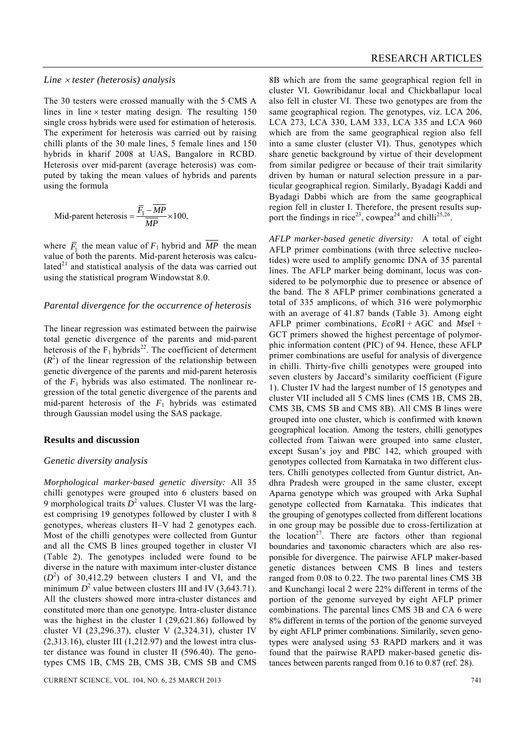### *Line × tester (heterosis) analysis*

The 30 testers were crossed manually with the 5 CMS A lines in line × tester mating design. The resulting 150 single cross hybrids were used for estimation of heterosis. The experiment for heterosis was carried out by raising chilli plants of the 30 male lines, 5 female lines and 150 hybrids in kharif 2008 at UAS, Bangalore in RCBD. Heterosis over mid-parent (average heterosis) was computed by taking the mean values of hybrids and parents using the formula

$$\text{Mid-parent heterosis} = \frac{\overline{F_1} - \overline{MP}}{\overline{MP}} \times 100,$$

where $\overline{F_1}$ the mean value of $F_1$ hybrid and $\overline{MP}$ the mean value of both the parents. Mid-parent heterosis was calculated[21] and statistical analysis of the data was carried out using the statistical program Windowstat 8.0.

### *Parental divergence for the occurrence of heterosis*

The linear regression was estimated between the pairwise total genetic divergence of the parents and mid-parent heterosis of the $F_1$ hybrids[22]. The coefficient of determent ($R^2$) of the linear regression of the relationship between genetic divergence of the parents and mid-parent heterosis of the $F_1$ hybrids was also estimated. The nonlinear regression of the total genetic divergence of the parents and mid-parent heterosis of the $F_1$ hybrids was estimated through Gaussian model using the SAS package.

## Results and discussion

### *Genetic diversity analysis*

*Morphological marker-based genetic diversity:* All 35 chilli genotypes were grouped into 6 clusters based on 9 morphological traits $D^2$ values. Cluster VI was the largest comprising 19 genotypes followed by cluster I with 8 genotypes, whereas clusters II–V had 2 genotypes each. Most of the chilli genotypes were collected from Guntur and all the CMS B lines grouped together in cluster VI (Table 2). The genotypes included were found to be diverse in the nature with maximum inter-cluster distance ($D^2$) of 30,412.29 between clusters I and VI, and the minimum $D^2$ value between clusters III and IV (3,643.71). All the clusters showed more intra-cluster distances and constituted more than one genotype. Intra-cluster distance was the highest in the cluster I (29,621.86) followed by cluster VI (23,296.37), cluster V (2,324.31), cluster IV (2,313.16), cluster III (1,212.97) and the lowest intra cluster distance was found in cluster II (596.40). The genotypes CMS 1B, CMS 2B, CMS 3B, CMS 5B and CMS 8B which are from the same geographical region fell in cluster VI. Gowribidanur local and Chickballapur local also fell in cluster VI. These two genotypes are from the same geographical region. The genotypes, viz. LCA 206, LCA 273, LCA 330, LAM 333, LCA 335 and LCA 960 which are from the same geographical region also fell into a same cluster (cluster VI). Thus, genotypes which share genetic background by virtue of their development from similar pedigree or because of their trait similarity driven by human or natural selection pressure in a particular geographical region. Similarly, Byadagi Kaddi and Byadagi Dabbi which are from the same geographical region fell in cluster I. Therefore, the present results support the findings in rice[23], cowpea[24] and chilli[25,26].

*AFLP marker-based genetic diversity:* A total of eight AFLP primer combinations (with three selective nucleotides) were used to amplify genomic DNA of 35 parental lines. The AFLP marker being dominant, locus was considered to be polymorphic due to presence or absence of the band. The 8 AFLP primer combinations generated a total of 335 amplicons, of which 316 were polymorphic with an average of 41.87 bands (Table 3). Among eight AFLP primer combinations, *Eco*RI + AGC and *Mse*I + GCT primers showed the highest percentage of polymorphic information content (PIC) of 94. Hence, these AFLP primer combinations are useful for analysis of divergence in chilli. Thirty-five chilli genotypes were grouped into seven clusters by Jaccard's similarity coefficient (Figure 1). Cluster IV had the largest number of 15 genotypes and cluster VII included all 5 CMS lines (CMS 1B, CMS 2B, CMS 3B, CMS 5B and CMS 8B). All CMS B lines were grouped into one cluster, which is confirmed with known geographical location. Among the testers, chilli genotypes collected from Taiwan were grouped into same cluster, except Susan's joy and PBC 142, which grouped with genotypes collected from Karnataka in two different clusters. Chilli genotypes collected from Guntur district, Andhra Pradesh were grouped in the same cluster, except Aparna genotype which was grouped with Arka Suphal genotype collected from Karnataka. This indicates that the grouping of genotypes collected from different locations in one group may be possible due to cross-fertilization at the location[27]. There are factors other than regional boundaries and taxonomic characters which are also responsible for divergence. The pairwise AFLP maker-based genetic distances between CMS B lines and testers ranged from 0.08 to 0.22. The two parental lines CMS 3B and Kunchangi local 2 were 22% different in terms of the portion of the genome surveyed by eight AFLP primer combinations. The parental lines CMS 3B and CA 6 were 8% different in terms of the portion of the genome surveyed by eight AFLP primer combinations. Similarily, seven genotypes were analysed using 53 RAPD markers and it was found that the pairwise RAPD maker-based genetic distances between parents ranged from 0.16 to 0.87 (ref. 28).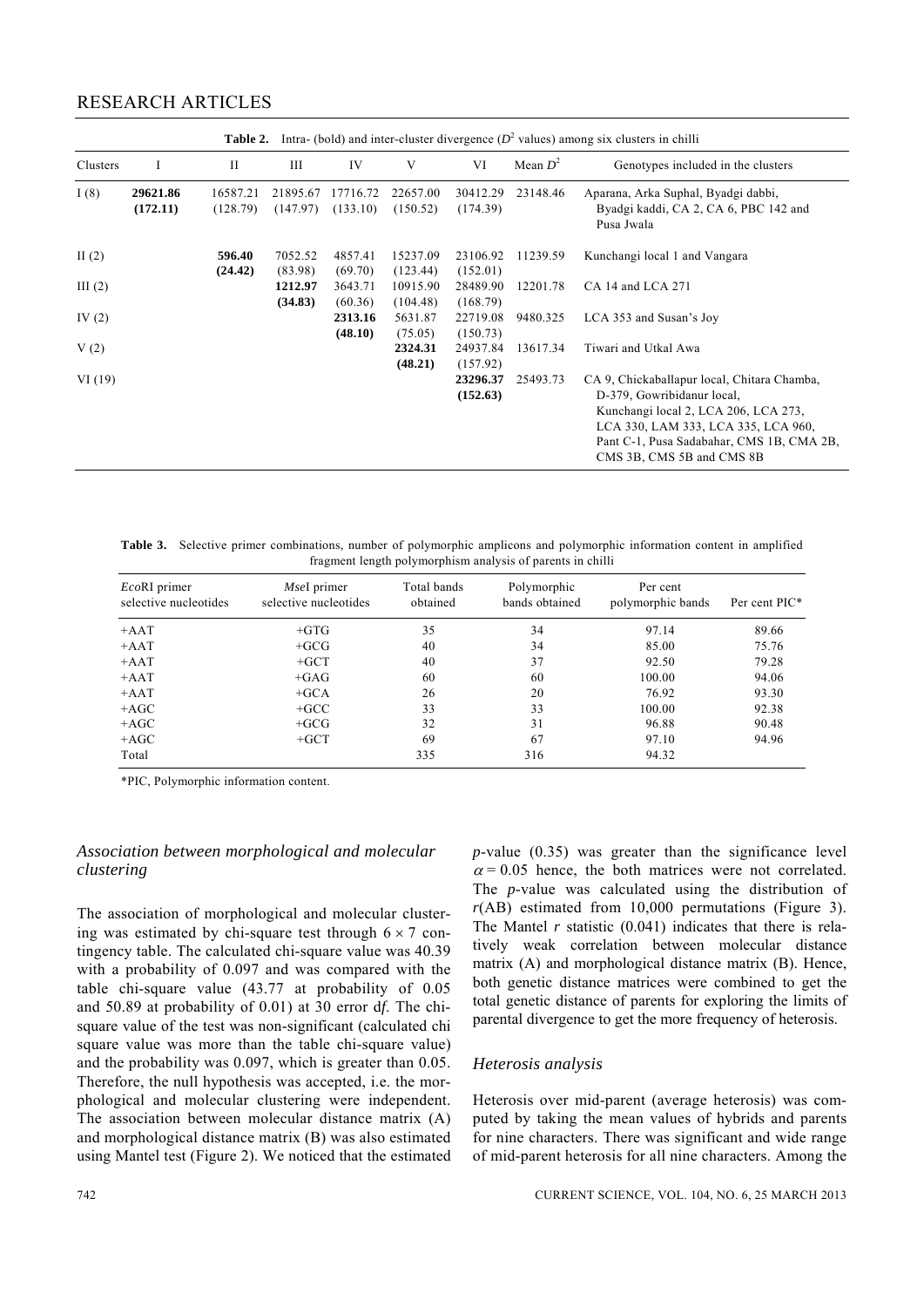**Table 2.** Intra- (bold) and inter-cluster divergence ($D^2$ values) among six clusters in chilli

| Clusters | I | II | III | IV | V | VI | Mean $D^2$ | Genotypes included in the clusters |
|---|---|---|---|---|---|---|---|---|
| I (8) | **29621.86 (172.11)** | 16587.21 (128.79) | 21895.67 (147.97) | 17716.72 (133.10) | 22657.00 (150.52) | 30412.29 (174.39) | 23148.46 | Aparana, Arka Suphal, Byadgi dabbi, Byadgi kaddi, CA 2, CA 6, PBC 142 and Pusa Jwala |
| II (2) | | **596.40 (24.42)** | 7052.52 (83.98) | 4857.41 (69.70) | 15237.09 (123.44) | 23106.92 (152.01) | 11239.59 | Kunchangi local 1 and Vangara |
| III (2) | | | **1212.97 (34.83)** | 3643.71 (60.36) | 10915.90 (104.48) | 28489.90 (168.79) | 12201.78 | CA 14 and LCA 271 |
| IV (2) | | | | **2313.16 (48.10)** | 5631.87 (75.05) | 22719.08 (150.73) | 9480.325 | LCA 353 and Susan's Joy |
| V (2) | | | | | **2324.31 (48.21)** | 24937.84 (157.92) | 13617.34 | Tiwari and Utkal Awa |
| VI (19) | | | | | | **23296.37 (152.63)** | 25493.73 | CA 9, Chickaballapur local, Chitara Chamba, D-379, Gowribidanur local, Kunchangi local 2, LCA 206, LCA 273, LCA 330, LAM 333, LCA 335, LCA 960, Pant C-1, Pusa Sadabahar, CMS 1B, CMA 2B, CMS 3B, CMS 5B and CMS 8B |

**Table 3.** Selective primer combinations, number of polymorphic amplicons and polymorphic information content in amplified fragment length polymorphism analysis of parents in chilli

| *Eco*RI primer selective nucleotides | *Mse*I primer selective nucleotides | Total bands obtained | Polymorphic bands obtained | Per cent polymorphic bands | Per cent PIC* |
|---|---|---|---|---|---|
| +AAT | +GTG | 35 | 34 | 97.14 | 89.66 |
| +AAT | +GCG | 40 | 34 | 85.00 | 75.76 |
| +AAT | +GCT | 40 | 37 | 92.50 | 79.28 |
| +AAT | +GAG | 60 | 60 | 100.00 | 94.06 |
| +AAT | +GCA | 26 | 20 | 76.92 | 93.30 |
| +AGC | +GCC | 33 | 33 | 100.00 | 92.38 |
| +AGC | +GCG | 32 | 31 | 96.88 | 90.48 |
| +AGC | +GCT | 69 | 67 | 97.10 | 94.96 |
| Total | | 335 | 316 | 94.32 | |

*PIC, Polymorphic information content.

### *Association between morphological and molecular clustering*

The association of morphological and molecular clustering was estimated by chi-square test through $6 \times 7$ contingency table. The calculated chi-square value was 40.39 with a probability of 0.097 and was compared with the table chi-square value (43.77 at probability of 0.05 and 50.89 at probability of 0.01) at 30 error d*f*. The chi-square value of the test was non-significant (calculated chi square value was more than the table chi-square value) and the probability was 0.097, which is greater than 0.05. Therefore, the null hypothesis was accepted, i.e. the morphological and molecular clustering were independent. The association between molecular distance matrix (A) and morphological distance matrix (B) was also estimated using Mantel test (Figure 2). We noticed that the estimated *p*-value (0.35) was greater than the significance level $\alpha = 0.05$ hence, the both matrices were not correlated. The *p*-value was calculated using the distribution of $r(\mathrm{AB})$ estimated from 10,000 permutations (Figure 3). The Mantel *r* statistic (0.041) indicates that there is relatively weak correlation between molecular distance matrix (A) and morphological distance matrix (B). Hence, both genetic distance matrices were combined to get the total genetic distance of parents for exploring the limits of parental divergence to get the more frequency of heterosis.

### *Heterosis analysis*

Heterosis over mid-parent (average heterosis) was computed by taking the mean values of hybrids and parents for nine characters. There was significant and wide range of mid-parent heterosis for all nine characters. Among the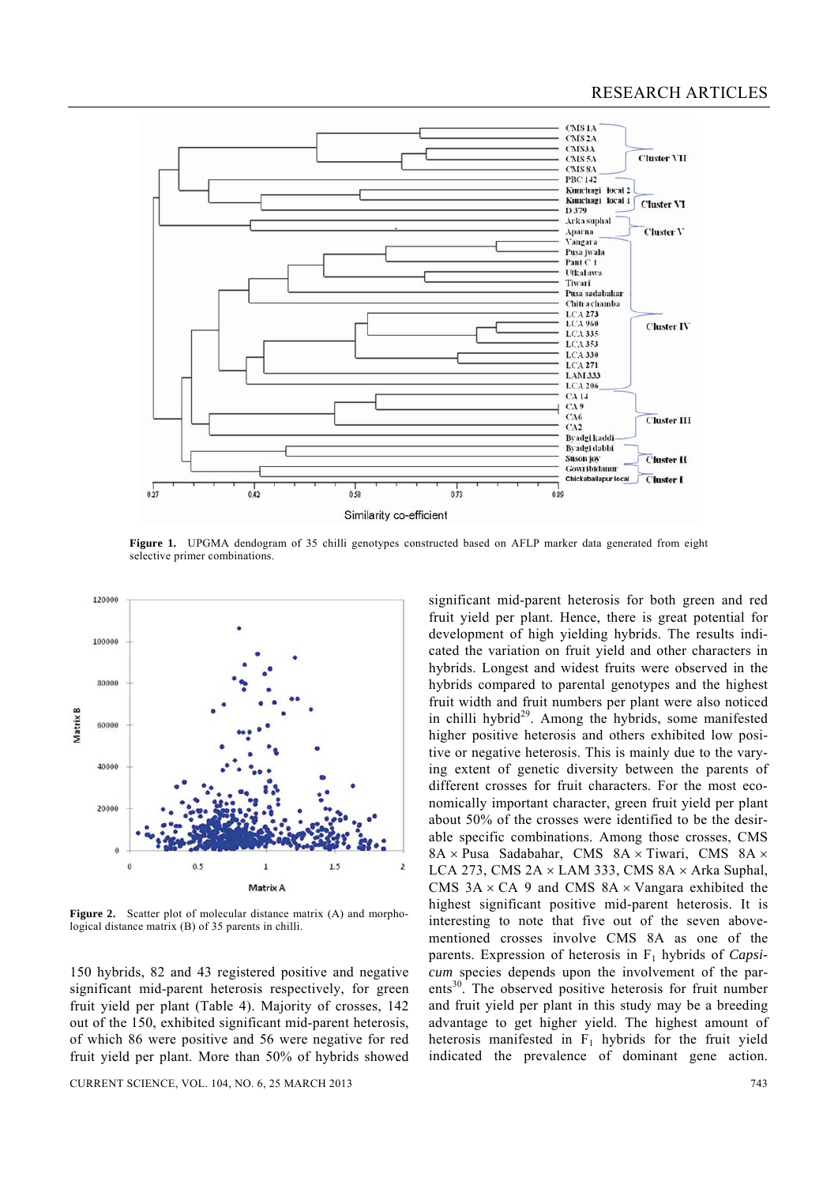**Figure 1.** UPGMA dendogram of 35 chilli genotypes constructed based on AFLP marker data generated from eight selective primer combinations.

**Figure 2.** Scatter plot of molecular distance matrix (A) and morphological distance matrix (B) of 35 parents in chilli.

150 hybrids, 82 and 43 registered positive and negative significant mid-parent heterosis respectively, for green fruit yield per plant (Table 4). Majority of crosses, 142 out of the 150, exhibited significant mid-parent heterosis, of which 86 were positive and 56 were negative for red fruit yield per plant. More than 50% of hybrids showed significant mid-parent heterosis for both green and red fruit yield per plant. Hence, there is great potential for development of high yielding hybrids. The results indicated the variation on fruit yield and other characters in hybrids. Longest and widest fruits were observed in the hybrids compared to parental genotypes and the highest fruit width and fruit numbers per plant were also noticed in chilli hybrid[29]. Among the hybrids, some manifested higher positive heterosis and others exhibited low positive or negative heterosis. This is mainly due to the varying extent of genetic diversity between the parents of different crosses for fruit characters. For the most economically important character, green fruit yield per plant about 50% of the crosses were identified to be the desirable specific combinations. Among those crosses, CMS 8A × Pusa Sadabahar, CMS 8A × Tiwari, CMS 8A × LCA 273, CMS 2A × LAM 333, CMS 8A × Arka Suphal, CMS 3A × CA 9 and CMS 8A × Vangara exhibited the highest significant positive mid-parent heterosis. It is interesting to note that five out of the seven above-mentioned crosses involve CMS 8A as one of the parents. Expression of heterosis in $F_1$ hybrids of *Capsicum* species depends upon the involvement of the parents[30]. The observed positive heterosis for fruit number and fruit yield per plant in this study may be a breeding advantage to get higher yield. The highest amount of heterosis manifested in $F_1$ hybrids for the fruit yield indicated the prevalence of dominant gene action.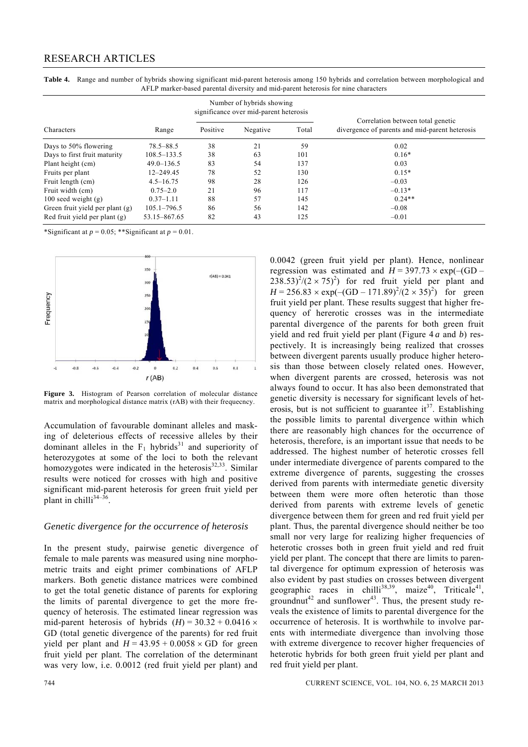**Table 4.** Range and number of hybrids showing significant mid-parent heterosis among 150 hybrids and correlation between morphological and AFLP marker-based parental diversity and mid-parent heterosis for nine characters

| Characters | Range | Number of hybrids showing significance over mid-parent heterosis | | | Correlation between total genetic divergence of parents and mid-parent heterosis |
|---|---|---|---|---|---|
| | | Positive | Negative | Total | |
| Days to 50% flowering | 78.5–88.5 | 38 | 21 | 59 | 0.02 |
| Days to first fruit maturity | 108.5–133.5 | 38 | 63 | 101 | 0.16* |
| Plant height (cm) | 49.0–136.5 | 83 | 54 | 137 | 0.03 |
| Fruits per plant | 12–249.45 | 78 | 52 | 130 | 0.15* |
| Fruit length (cm) | 4.5–16.75 | 98 | 28 | 126 | −0.03 |
| Fruit width (cm) | 0.75–2.0 | 21 | 96 | 117 | −0.13* |
| 100 seed weight (g) | 0.37–1.11 | 88 | 57 | 145 | 0.24** |
| Green fruit yield per plant (g) | 105.1–796.5 | 86 | 56 | 142 | −0.08 |
| Red fruit yield per plant (g) | 53.15–867.65 | 82 | 43 | 125 | −0.01 |

*Significant at $p = 0.05$; **Significant at $p = 0.01$.

**Figure 3.** Histogram of Pearson correlation of molecular distance matrix and morphological distance matrix (rAB) with their frequecncy.

Accumulation of favourable dominant alleles and masking of deleterious effects of recessive alleles by their dominant alleles in the $F_1$ hybrids[31] and superiority of heterozygotes at some of the loci to both the relevant homozygotes were indicated in the heterosis[32,33]. Similar results were noticed for crosses with high and positive significant mid-parent heterosis for green fruit yield per plant in chilli[34–36].

### *Genetic divergence for the occurrence of heterosis*

In the present study, pairwise genetic divergence of female to male parents was measured using nine morphometric traits and eight primer combinations of AFLP markers. Both genetic distance matrices were combined to get the total genetic distance of parents for exploring the limits of parental divergence to get the more frequency of heterosis. The estimated linear regression was mid-parent heterosis of hybrids $(H) = 30.32 + 0.0416 \times$ GD (total genetic divergence of the parents) for red fruit yield per plant and $H = 43.95 + 0.0058 \times \text{GD}$ for green fruit yield per plant. The correlation of the determinant was very low, i.e. 0.0012 (red fruit yield per plant) and 0.0042 (green fruit yield per plant). Hence, nonlinear regression was estimated and $H = 397.73 \times \exp(-(\text{GD} - 238.53)^2/(2 \times 75)^2)$ for red fruit yield per plant and $H = 256.83 \times \exp(-(\text{GD} - 171.89)^2/(2 \times 35)^2)$ for green fruit yield per plant. These results suggest that higher frequency of hererotic crosses was in the intermediate parental divergence of the parents for both green fruit yield and red fruit yield per plant (Figure 4 *a* and *b*) respectively. It is increasingly being realized that crosses between divergent parents usually produce higher heterosis than those between closely related ones. However, when divergent parents are crossed, heterosis was not always found to occur. It has also been demonstrated that genetic diversity is necessary for significant levels of heterosis, but is not sufficient to guarantee it[37]. Establishing the possible limits to parental divergence within which there are reasonably high chances for the occurrence of heterosis, therefore, is an important issue that needs to be addressed. The highest number of heterotic crosses fell under intermediate divergence of parents compared to the extreme divergence of parents, suggesting the crosses derived from parents with intermediate genetic diversity between them were more often heterotic than those derived from parents with extreme levels of genetic divergence between them for green and red fruit yield per plant. Thus, the parental divergence should neither be too small nor very large for realizing higher frequencies of heterotic crosses both in green fruit yield and red fruit yield per plant. The concept that there are limits to parental divergence for optimum expression of heterosis was also evident by past studies on crosses between divergent geographic races in chilli[38,39], maize[40], Triticale[41], groundnut[42] and sunflower[43]. Thus, the present study reveals the existence of limits to parental divergence for the occurrence of heterosis. It is worthwhile to involve parents with intermediate divergence than involving those with extreme divergence to recover higher frequencies of heterotic hybrids for both green fruit yield per plant and red fruit yield per plant.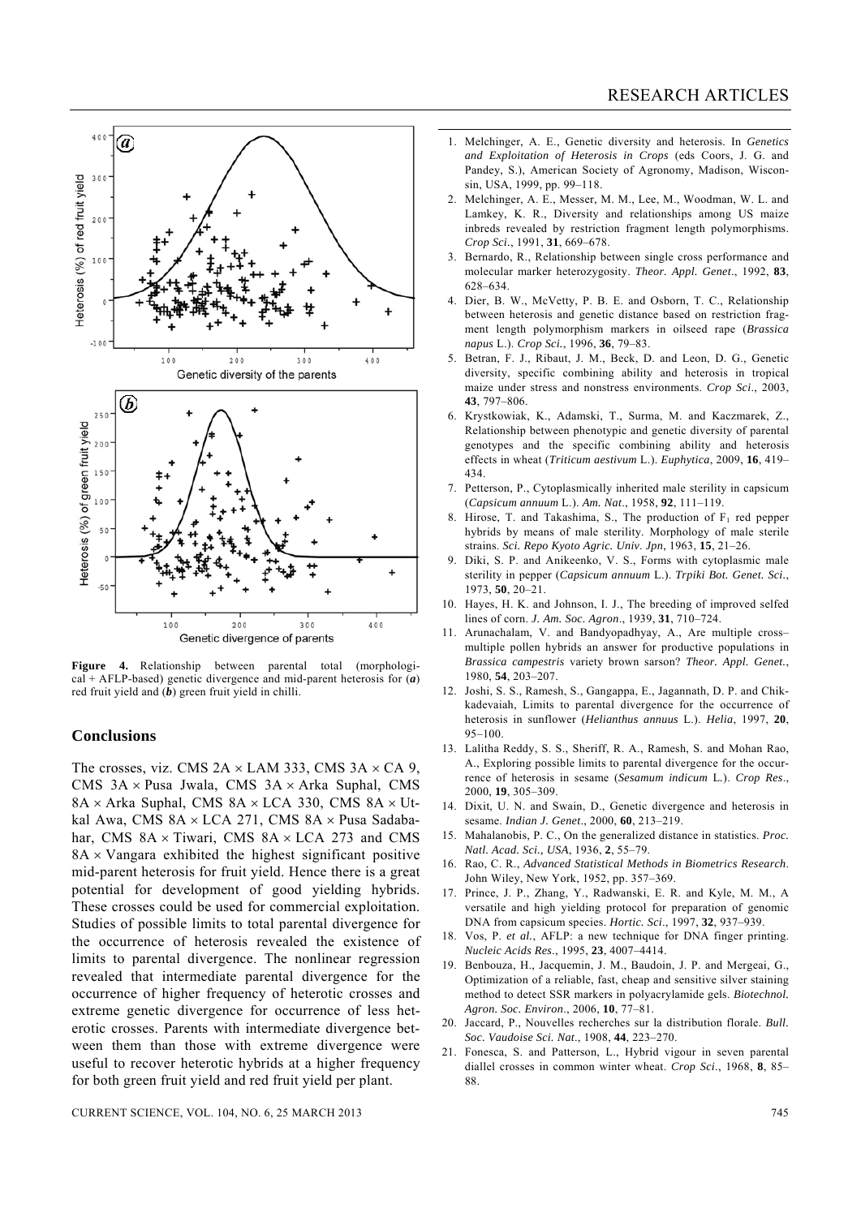**Figure 4.** Relationship between parental total (morphological + AFLP-based) genetic divergence and mid-parent heterosis for (***a***) red fruit yield and (***b***) green fruit yield in chilli.

## Conclusions

The crosses, viz. CMS 2A × LAM 333, CMS 3A × CA 9, CMS 3A × Pusa Jwala, CMS 3A × Arka Suphal, CMS 8A × Arka Suphal, CMS 8A × LCA 330, CMS 8A × Utkal Awa, CMS 8A × LCA 271, CMS 8A × Pusa Sadabahar, CMS 8A × Tiwari, CMS 8A × LCA 273 and CMS 8A × Vangara exhibited the highest significant positive mid-parent heterosis for fruit yield. Hence there is a great potential for development of good yielding hybrids. These crosses could be used for commercial exploitation. Studies of possible limits to total parental divergence for the occurrence of heterosis revealed the existence of limits to parental divergence. The nonlinear regression revealed that intermediate parental divergence for the occurrence of higher frequency of heterotic crosses and extreme genetic divergence for occurrence of less heterotic crosses. Parents with intermediate divergence between them than those with extreme divergence were useful to recover heterotic hybrids at a higher frequency for both green fruit yield and red fruit yield per plant.

1. Melchinger, A. E., Genetic diversity and heterosis. In *Genetics and Exploitation of Heterosis in Crops* (eds Coors, J. G. and Pandey, S.), American Society of Agronomy, Madison, Wisconsin, USA, 1999, pp. 99–118.
2. Melchinger, A. E., Messer, M. M., Lee, M., Woodman, W. L. and Lamkey, K. R., Diversity and relationships among US maize inbreds revealed by restriction fragment length polymorphisms. *Crop Sci.*, 1991, **31**, 669–678.
3. Bernardo, R., Relationship between single cross performance and molecular marker heterozygosity. *Theor. Appl. Genet.*, 1992, **83**, 628–634.
4. Dier, B. W., McVetty, P. B. E. and Osborn, T. C., Relationship between heterosis and genetic distance based on restriction fragment length polymorphism markers in oilseed rape (*Brassica napus* L.). *Crop Sci.*, 1996, **36**, 79–83.
5. Betran, F. J., Ribaut, J. M., Beck, D. and Leon, D. G., Genetic diversity, specific combining ability and heterosis in tropical maize under stress and nonstress environments. *Crop Sci.*, 2003, **43**, 797–806.
6. Krystkowiak, K., Adamski, T., Surma, M. and Kaczmarek, Z., Relationship between phenotypic and genetic diversity of parental genotypes and the specific combining ability and heterosis effects in wheat (*Triticum aestivum* L.). *Euphytica*, 2009, **16**, 419–434.
7. Petterson, P., Cytoplasmically inherited male sterility in capsicum (*Capsicum annuum* L.). *Am. Nat.*, 1958, **92**, 111–119.
8. Hirose, T. and Takashima, S., The production of $F_1$ red pepper hybrids by means of male sterility. Morphology of male sterile strains. *Sci. Repo Kyoto Agric. Univ. Jpn*, 1963, **15**, 21–26.
9. Diki, S. P. and Anikeenko, V. S., Forms with cytoplasmic male sterility in pepper (*Capsicum annuum* L.). *Trpiki Bot. Genet. Sci.*, 1973, **50**, 20–21.
10. Hayes, H. K. and Johnson, I. J., The breeding of improved selfed lines of corn. *J. Am. Soc. Agron.*, 1939, **31**, 710–724.
11. Arunachalam, V. and Bandyopadhyay, A., Are multiple cross–multiple pollen hybrids an answer for productive populations in *Brassica campestris* variety brown sarson? *Theor. Appl. Genet.*, 1980, **54**, 203–207.
12. Joshi, S. S., Ramesh, S., Gangappa, E., Jagannath, D. P. and Chikkadevaiah, Limits to parental divergence for the occurrence of heterosis in sunflower (*Helianthus annuus* L.). *Helia*, 1997, **20**, 95–100.
13. Lalitha Reddy, S. S., Sheriff, R. A., Ramesh, S. and Mohan Rao, A., Exploring possible limits to parental divergence for the occurrence of heterosis in sesame (*Sesamum indicum* L.). *Crop Res.*, 2000, **19**, 305–309.
14. Dixit, U. N. and Swain, D., Genetic divergence and heterosis in sesame. *Indian J. Genet.*, 2000, **60**, 213–219.
15. Mahalanobis, P. C., On the generalized distance in statistics. *Proc. Natl. Acad. Sci., USA*, 1936, **2**, 55–79.
16. Rao, C. R., *Advanced Statistical Methods in Biometrics Research*. John Wiley, New York, 1952, pp. 357–369.
17. Prince, J. P., Zhang, Y., Radwanski, E. R. and Kyle, M. M., A versatile and high yielding protocol for preparation of genomic DNA from capsicum species. *Hortic. Sci.*, 1997, **32**, 937–939.
18. Vos, P. *et al.*, AFLP: a new technique for DNA finger printing. *Nucleic Acids Res.*, 1995, **23**, 4007–4414.
19. Benbouza, H., Jacquemin, J. M., Baudoin, J. P. and Mergeai, G., Optimization of a reliable, fast, cheap and sensitive silver staining method to detect SSR markers in polyacrylamide gels. *Biotechnol. Agron. Soc. Environ.*, 2006, **10**, 77–81.
20. Jaccard, P., Nouvelles recherches sur la distribution florale. *Bull. Soc. Vaudoise Sci. Nat.*, 1908, **44**, 223–270.
21. Fonesca, S. and Patterson, L., Hybrid vigour in seven parental diallel crosses in common winter wheat. *Crop Sci.*, 1968, **8**, 85–88.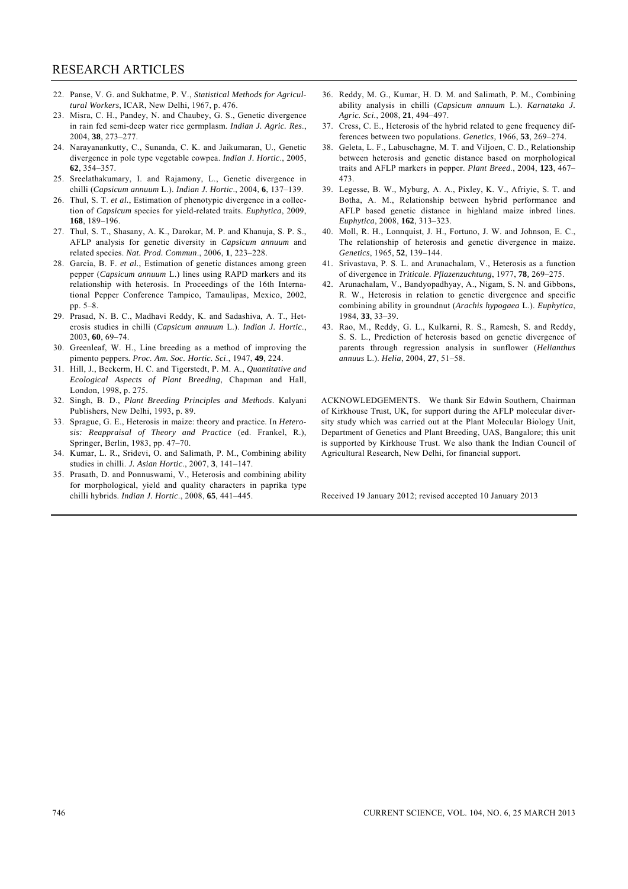22. Panse, V. G. and Sukhatme, P. V., *Statistical Methods for Agricultural Workers*, ICAR, New Delhi, 1967, p. 476.
23. Misra, C. H., Pandey, N. and Chaubey, G. S., Genetic divergence in rain fed semi-deep water rice germplasm. *Indian J. Agric. Res.*, 2004, **38**, 273–277.
24. Narayanankutty, C., Sunanda, C. K. and Jaikumaran, U., Genetic divergence in pole type vegetable cowpea. *Indian J. Hortic.*, 2005, **62**, 354–357.
25. Sreelathakumary, I. and Rajamony, L., Genetic divergence in chilli (*Capsicum annuum* L.). *Indian J. Hortic.*, 2004, **6**, 137–139.
26. Thul, S. T. *et al.*, Estimation of phenotypic divergence in a collection of *Capsicum* species for yield-related traits. *Euphytica*, 2009, **168**, 189–196.
27. Thul, S. T., Shasany, A. K., Darokar, M. P. and Khanuja, S. P. S., AFLP analysis for genetic diversity in *Capsicum annuum* and related species. *Nat. Prod. Commun.*, 2006, **1**, 223–228.
28. Garcia, B. F. *et al.*, Estimation of genetic distances among green pepper (*Capsicum annuum* L.) lines using RAPD markers and its relationship with heterosis. In Proceedings of the 16th International Pepper Conference Tampico, Tamaulipas, Mexico, 2002, pp. 5–8.
29. Prasad, N. B. C., Madhavi Reddy, K. and Sadashiva, A. T., Heterosis studies in chilli (*Capsicum annuum* L.). *Indian J. Hortic.*, 2003, **60**, 69–74.
30. Greenleaf, W. H., Line breeding as a method of improving the pimento peppers. *Proc. Am. Soc. Hortic. Sci.*, 1947, **49**, 224.
31. Hill, J., Beckerm, H. C. and Tigerstedt, P. M. A., *Quantitative and Ecological Aspects of Plant Breeding*, Chapman and Hall, London, 1998, p. 275.
32. Singh, B. D., *Plant Breeding Principles and Methods*. Kalyani Publishers, New Delhi, 1993, p. 89.
33. Sprague, G. E., Heterosis in maize: theory and practice. In *Heterosis: Reappraisal of Theory and Practice* (ed. Frankel, R.), Springer, Berlin, 1983, pp. 47–70.
34. Kumar, L. R., Sridevi, O. and Salimath, P. M., Combining ability studies in chilli. *J. Asian Hortic.*, 2007, **3**, 141–147.
35. Prasath, D. and Ponnuswami, V., Heterosis and combining ability for morphological, yield and quality characters in paprika type chilli hybrids. *Indian J. Hortic.*, 2008, **65**, 441–445.
36. Reddy, M. G., Kumar, H. D. M. and Salimath, P. M., Combining ability analysis in chilli (*Capsicum annuum* L.). *Karnataka J. Agric. Sci.*, 2008, **21**, 494–497.
37. Cress, C. E., Heterosis of the hybrid related to gene frequency differences between two populations. *Genetics,* 1966, **53**, 269–274.
38. Geleta, L. F., Labuschagne, M. T. and Viljoen, C. D., Relationship between heterosis and genetic distance based on morphological traits and AFLP markers in pepper. *Plant Breed.*, 2004, **123**, 467–473.
39. Legesse, B. W., Myburg, A. A., Pixley, K. V., Afriyie, S. T. and Botha, A. M., Relationship between hybrid performance and AFLP based genetic distance in highland maize inbred lines. *Euphytica*, 2008, **162**, 313–323.
40. Moll, R. H., Lonnquist, J. H., Fortuno, J. W. and Johnson, E. C., The relationship of heterosis and genetic divergence in maize. *Genetics*, 1965, **52**, 139–144.
41. Srivastava, P. S. L. and Arunachalam, V., Heterosis as a function of divergence in *Triticale*. *Pflazenzuchtung*, 1977, **78**, 269–275.
42. Arunachalam, V., Bandyopadhyay, A., Nigam, S. N. and Gibbons, R. W., Heterosis in relation to genetic divergence and specific combining ability in groundnut (*Arachis hypogaea* L.). *Euphytica*, 1984, **33**, 33–39.
43. Rao, M., Reddy, G. L., Kulkarni, R. S., Ramesh, S. and Reddy, S. S. L., Prediction of heterosis based on genetic divergence of parents through regression analysis in sunflower (*Helianthus annuus* L.). *Helia*, 2004, **27**, 51–58.

ACKNOWLEDGEMENTS. We thank Sir Edwin Southern, Chairman of Kirkhouse Trust, UK, for support during the AFLP molecular diversity study which was carried out at the Plant Molecular Biology Unit, Department of Genetics and Plant Breeding, UAS, Bangalore; this unit is supported by Kirkhouse Trust. We also thank the Indian Council of Agricultural Research, New Delhi, for financial support.

Received 19 January 2012; revised accepted 10 January 2013